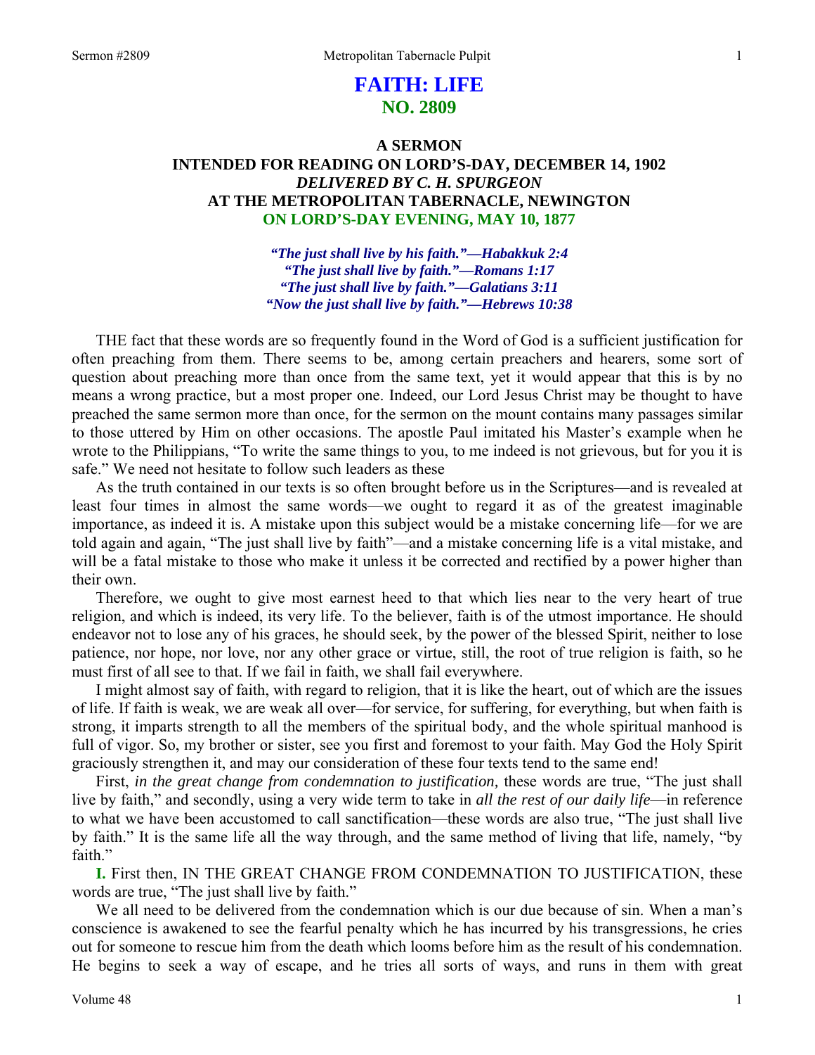# FAITH: LIFE
## NO. 2809

### A SERMON
### INTENDED FOR READING ON LORD'S-DAY, DECEMBER 14, 1902
### *DELIVERED BY C. H. SPURGEON*
### AT THE METROPOLITAN TABERNACLE, NEWINGTON
### ON LORD'S-DAY EVENING, MAY 10, 1877

***"The just shall live by his faith."—Habakkuk 2:4***
***"The just shall live by faith."—Romans 1:17***
***"The just shall live by faith."—Galatians 3:11***
***"Now the just shall live by faith."—Hebrews 10:38***

THE fact that these words are so frequently found in the Word of God is a sufficient justification for often preaching from them. There seems to be, among certain preachers and hearers, some sort of question about preaching more than once from the same text, yet it would appear that this is by no means a wrong practice, but a most proper one. Indeed, our Lord Jesus Christ may be thought to have preached the same sermon more than once, for the sermon on the mount contains many passages similar to those uttered by Him on other occasions. The apostle Paul imitated his Master's example when he wrote to the Philippians, "To write the same things to you, to me indeed is not grievous, but for you it is safe." We need not hesitate to follow such leaders as these

As the truth contained in our texts is so often brought before us in the Scriptures—and is revealed at least four times in almost the same words—we ought to regard it as of the greatest imaginable importance, as indeed it is. A mistake upon this subject would be a mistake concerning life—for we are told again and again, "The just shall live by faith"—and a mistake concerning life is a vital mistake, and will be a fatal mistake to those who make it unless it be corrected and rectified by a power higher than their own.

Therefore, we ought to give most earnest heed to that which lies near to the very heart of true religion, and which is indeed, its very life. To the believer, faith is of the utmost importance. He should endeavor not to lose any of his graces, he should seek, by the power of the blessed Spirit, neither to lose patience, nor hope, nor love, nor any other grace or virtue, still, the root of true religion is faith, so he must first of all see to that. If we fail in faith, we shall fail everywhere.

I might almost say of faith, with regard to religion, that it is like the heart, out of which are the issues of life. If faith is weak, we are weak all over—for service, for suffering, for everything, but when faith is strong, it imparts strength to all the members of the spiritual body, and the whole spiritual manhood is full of vigor. So, my brother or sister, see you first and foremost to your faith. May God the Holy Spirit graciously strengthen it, and may our consideration of these four texts tend to the same end!

First, *in the great change from condemnation to justification,* these words are true, "The just shall live by faith," and secondly, using a very wide term to take in *all the rest of our daily life*—in reference to what we have been accustomed to call sanctification—these words are also true, "The just shall live by faith." It is the same life all the way through, and the same method of living that life, namely, "by faith."

**I.** First then, IN THE GREAT CHANGE FROM CONDEMNATION TO JUSTIFICATION, these words are true, "The just shall live by faith."

We all need to be delivered from the condemnation which is our due because of sin. When a man's conscience is awakened to see the fearful penalty which he has incurred by his transgressions, he cries out for someone to rescue him from the death which looms before him as the result of his condemnation. He begins to seek a way of escape, and he tries all sorts of ways, and runs in them with great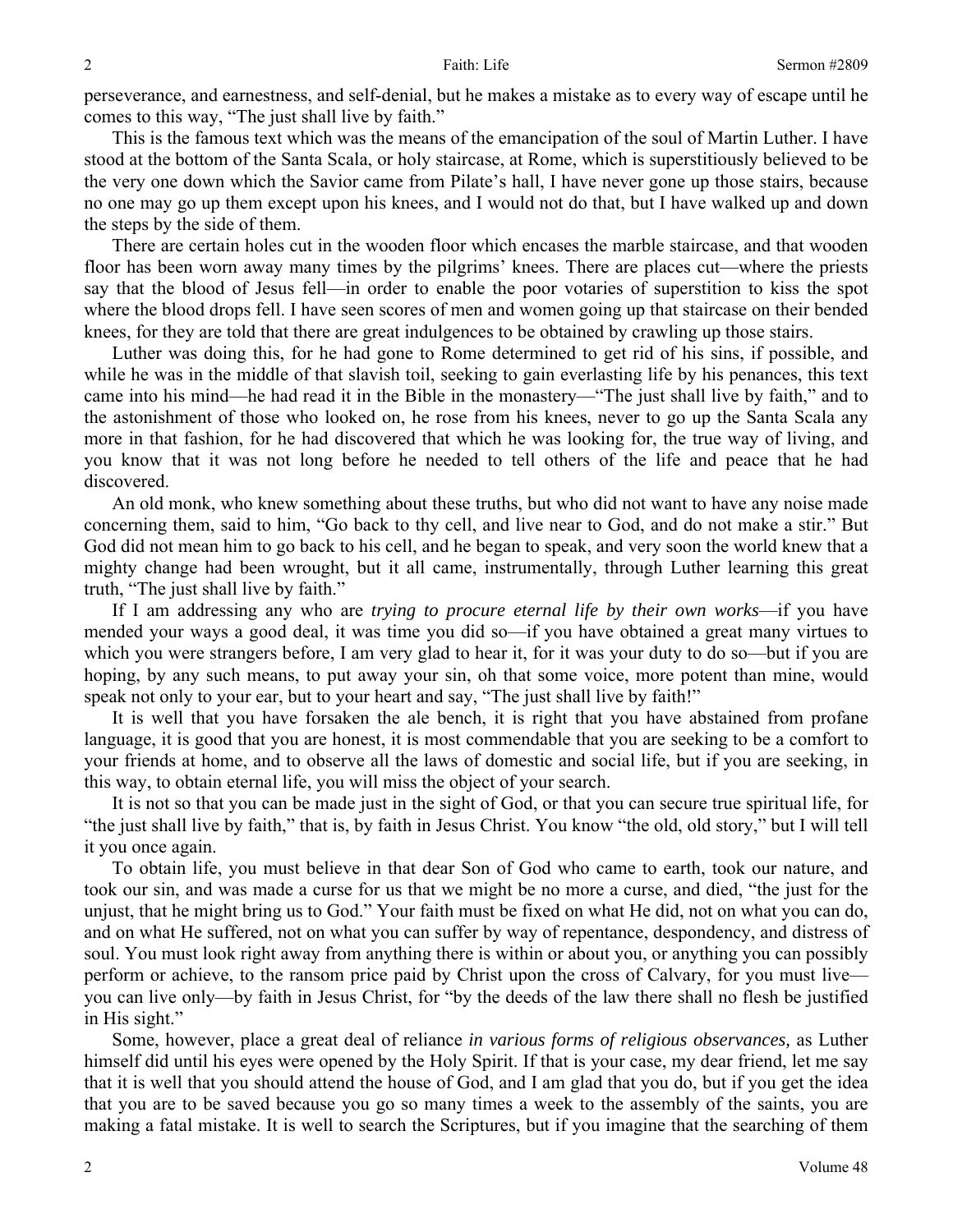perseverance, and earnestness, and self-denial, but he makes a mistake as to every way of escape until he comes to this way, "The just shall live by faith."

This is the famous text which was the means of the emancipation of the soul of Martin Luther. I have stood at the bottom of the Santa Scala, or holy staircase, at Rome, which is superstitiously believed to be the very one down which the Savior came from Pilate's hall, I have never gone up those stairs, because no one may go up them except upon his knees, and I would not do that, but I have walked up and down the steps by the side of them.

There are certain holes cut in the wooden floor which encases the marble staircase, and that wooden floor has been worn away many times by the pilgrims' knees. There are places cut—where the priests say that the blood of Jesus fell—in order to enable the poor votaries of superstition to kiss the spot where the blood drops fell. I have seen scores of men and women going up that staircase on their bended knees, for they are told that there are great indulgences to be obtained by crawling up those stairs.

Luther was doing this, for he had gone to Rome determined to get rid of his sins, if possible, and while he was in the middle of that slavish toil, seeking to gain everlasting life by his penances, this text came into his mind—he had read it in the Bible in the monastery—"The just shall live by faith," and to the astonishment of those who looked on, he rose from his knees, never to go up the Santa Scala any more in that fashion, for he had discovered that which he was looking for, the true way of living, and you know that it was not long before he needed to tell others of the life and peace that he had discovered.

An old monk, who knew something about these truths, but who did not want to have any noise made concerning them, said to him, "Go back to thy cell, and live near to God, and do not make a stir." But God did not mean him to go back to his cell, and he began to speak, and very soon the world knew that a mighty change had been wrought, but it all came, instrumentally, through Luther learning this great truth, "The just shall live by faith."

If I am addressing any who are *trying to procure eternal life by their own works*—if you have mended your ways a good deal, it was time you did so—if you have obtained a great many virtues to which you were strangers before, I am very glad to hear it, for it was your duty to do so—but if you are hoping, by any such means, to put away your sin, oh that some voice, more potent than mine, would speak not only to your ear, but to your heart and say, "The just shall live by faith!"

It is well that you have forsaken the ale bench, it is right that you have abstained from profane language, it is good that you are honest, it is most commendable that you are seeking to be a comfort to your friends at home, and to observe all the laws of domestic and social life, but if you are seeking, in this way, to obtain eternal life, you will miss the object of your search.

It is not so that you can be made just in the sight of God, or that you can secure true spiritual life, for "the just shall live by faith," that is, by faith in Jesus Christ. You know "the old, old story," but I will tell it you once again.

To obtain life, you must believe in that dear Son of God who came to earth, took our nature, and took our sin, and was made a curse for us that we might be no more a curse, and died, "the just for the unjust, that he might bring us to God." Your faith must be fixed on what He did, not on what you can do, and on what He suffered, not on what you can suffer by way of repentance, despondency, and distress of soul. You must look right away from anything there is within or about you, or anything you can possibly perform or achieve, to the ransom price paid by Christ upon the cross of Calvary, for you must live—you can live only—by faith in Jesus Christ, for "by the deeds of the law there shall no flesh be justified in His sight."

Some, however, place a great deal of reliance *in various forms of religious observances,* as Luther himself did until his eyes were opened by the Holy Spirit. If that is your case, my dear friend, let me say that it is well that you should attend the house of God, and I am glad that you do, but if you get the idea that you are to be saved because you go so many times a week to the assembly of the saints, you are making a fatal mistake. It is well to search the Scriptures, but if you imagine that the searching of them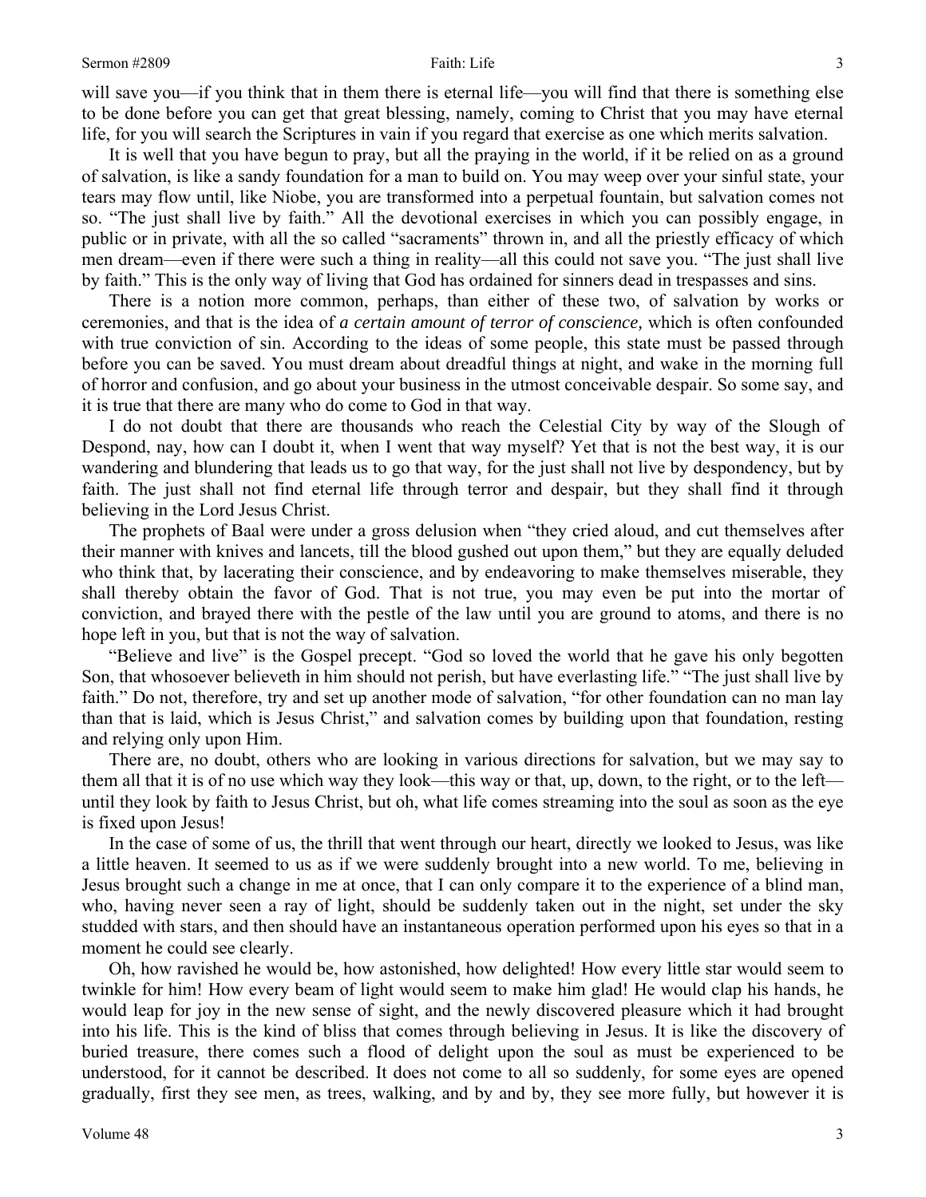will save you—if you think that in them there is eternal life—you will find that there is something else to be done before you can get that great blessing, namely, coming to Christ that you may have eternal life, for you will search the Scriptures in vain if you regard that exercise as one which merits salvation.

It is well that you have begun to pray, but all the praying in the world, if it be relied on as a ground of salvation, is like a sandy foundation for a man to build on. You may weep over your sinful state, your tears may flow until, like Niobe, you are transformed into a perpetual fountain, but salvation comes not so. "The just shall live by faith." All the devotional exercises in which you can possibly engage, in public or in private, with all the so called "sacraments" thrown in, and all the priestly efficacy of which men dream—even if there were such a thing in reality—all this could not save you. "The just shall live by faith." This is the only way of living that God has ordained for sinners dead in trespasses and sins.

There is a notion more common, perhaps, than either of these two, of salvation by works or ceremonies, and that is the idea of *a certain amount of terror of conscience,* which is often confounded with true conviction of sin. According to the ideas of some people, this state must be passed through before you can be saved. You must dream about dreadful things at night, and wake in the morning full of horror and confusion, and go about your business in the utmost conceivable despair. So some say, and it is true that there are many who do come to God in that way.

I do not doubt that there are thousands who reach the Celestial City by way of the Slough of Despond, nay, how can I doubt it, when I went that way myself? Yet that is not the best way, it is our wandering and blundering that leads us to go that way, for the just shall not live by despondency, but by faith. The just shall not find eternal life through terror and despair, but they shall find it through believing in the Lord Jesus Christ.

The prophets of Baal were under a gross delusion when "they cried aloud, and cut themselves after their manner with knives and lancets, till the blood gushed out upon them," but they are equally deluded who think that, by lacerating their conscience, and by endeavoring to make themselves miserable, they shall thereby obtain the favor of God. That is not true, you may even be put into the mortar of conviction, and brayed there with the pestle of the law until you are ground to atoms, and there is no hope left in you, but that is not the way of salvation.

"Believe and live" is the Gospel precept. "God so loved the world that he gave his only begotten Son, that whosoever believeth in him should not perish, but have everlasting life." "The just shall live by faith." Do not, therefore, try and set up another mode of salvation, "for other foundation can no man lay than that is laid, which is Jesus Christ," and salvation comes by building upon that foundation, resting and relying only upon Him.

There are, no doubt, others who are looking in various directions for salvation, but we may say to them all that it is of no use which way they look—this way or that, up, down, to the right, or to the left—until they look by faith to Jesus Christ, but oh, what life comes streaming into the soul as soon as the eye is fixed upon Jesus!

In the case of some of us, the thrill that went through our heart, directly we looked to Jesus, was like a little heaven. It seemed to us as if we were suddenly brought into a new world. To me, believing in Jesus brought such a change in me at once, that I can only compare it to the experience of a blind man, who, having never seen a ray of light, should be suddenly taken out in the night, set under the sky studded with stars, and then should have an instantaneous operation performed upon his eyes so that in a moment he could see clearly.

Oh, how ravished he would be, how astonished, how delighted! How every little star would seem to twinkle for him! How every beam of light would seem to make him glad! He would clap his hands, he would leap for joy in the new sense of sight, and the newly discovered pleasure which it had brought into his life. This is the kind of bliss that comes through believing in Jesus. It is like the discovery of buried treasure, there comes such a flood of delight upon the soul as must be experienced to be understood, for it cannot be described. It does not come to all so suddenly, for some eyes are opened gradually, first they see men, as trees, walking, and by and by, they see more fully, but however it is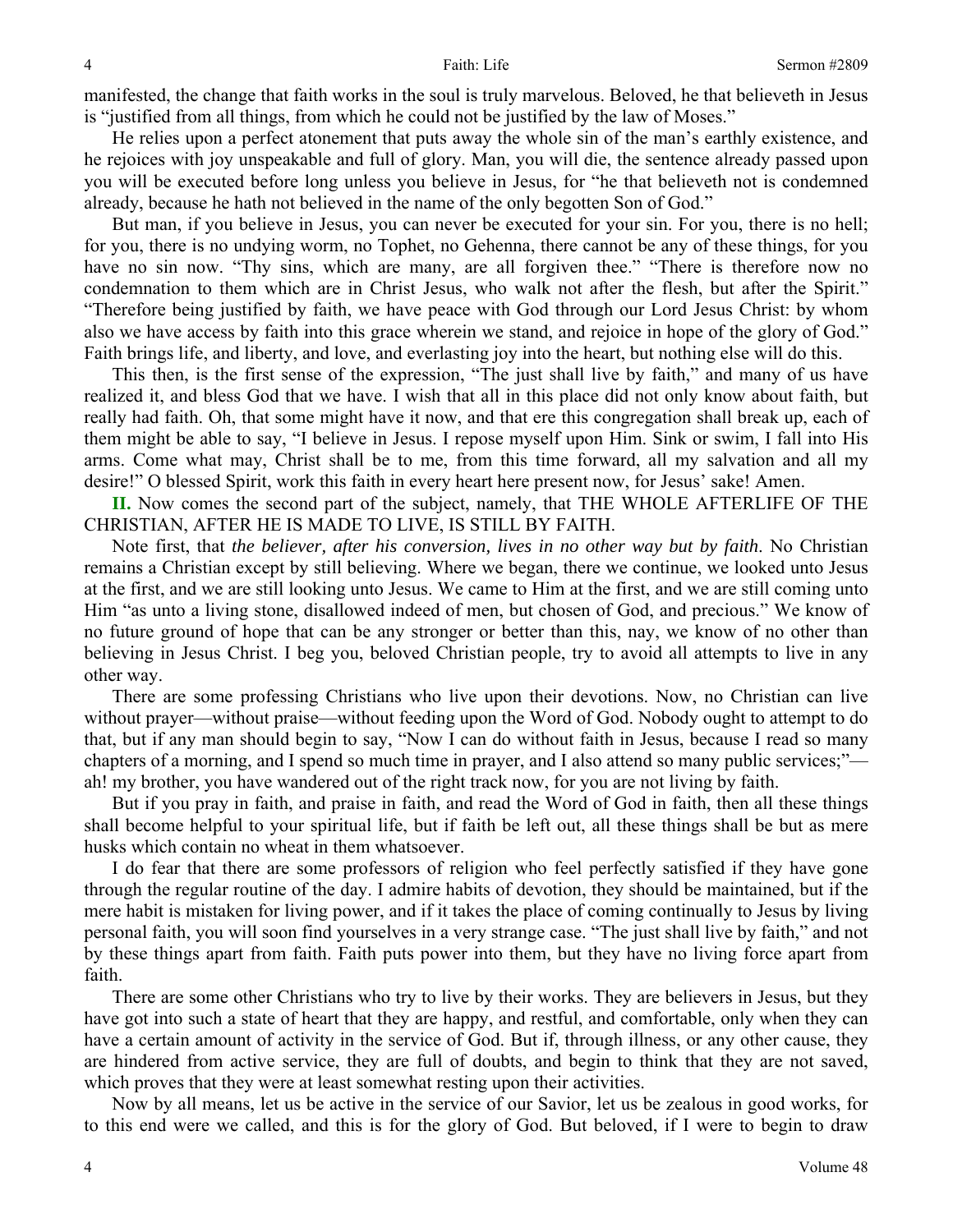manifested, the change that faith works in the soul is truly marvelous. Beloved, he that believeth in Jesus is "justified from all things, from which he could not be justified by the law of Moses."

He relies upon a perfect atonement that puts away the whole sin of the man's earthly existence, and he rejoices with joy unspeakable and full of glory. Man, you will die, the sentence already passed upon you will be executed before long unless you believe in Jesus, for "he that believeth not is condemned already, because he hath not believed in the name of the only begotten Son of God."

But man, if you believe in Jesus, you can never be executed for your sin. For you, there is no hell; for you, there is no undying worm, no Tophet, no Gehenna, there cannot be any of these things, for you have no sin now. "Thy sins, which are many, are all forgiven thee." "There is therefore now no condemnation to them which are in Christ Jesus, who walk not after the flesh, but after the Spirit." "Therefore being justified by faith, we have peace with God through our Lord Jesus Christ: by whom also we have access by faith into this grace wherein we stand, and rejoice in hope of the glory of God." Faith brings life, and liberty, and love, and everlasting joy into the heart, but nothing else will do this.

This then, is the first sense of the expression, "The just shall live by faith," and many of us have realized it, and bless God that we have. I wish that all in this place did not only know about faith, but really had faith. Oh, that some might have it now, and that ere this congregation shall break up, each of them might be able to say, "I believe in Jesus. I repose myself upon Him. Sink or swim, I fall into His arms. Come what may, Christ shall be to me, from this time forward, all my salvation and all my desire!" O blessed Spirit, work this faith in every heart here present now, for Jesus' sake! Amen.

**II.** Now comes the second part of the subject, namely, that THE WHOLE AFTERLIFE OF THE CHRISTIAN, AFTER HE IS MADE TO LIVE, IS STILL BY FAITH.

Note first, that *the believer, after his conversion, lives in no other way but by faith*. No Christian remains a Christian except by still believing. Where we began, there we continue, we looked unto Jesus at the first, and we are still looking unto Jesus. We came to Him at the first, and we are still coming unto Him "as unto a living stone, disallowed indeed of men, but chosen of God, and precious." We know of no future ground of hope that can be any stronger or better than this, nay, we know of no other than believing in Jesus Christ. I beg you, beloved Christian people, try to avoid all attempts to live in any other way.

There are some professing Christians who live upon their devotions. Now, no Christian can live without prayer—without praise—without feeding upon the Word of God. Nobody ought to attempt to do that, but if any man should begin to say, "Now I can do without faith in Jesus, because I read so many chapters of a morning, and I spend so much time in prayer, and I also attend so many public services;"—ah! my brother, you have wandered out of the right track now, for you are not living by faith.

But if you pray in faith, and praise in faith, and read the Word of God in faith, then all these things shall become helpful to your spiritual life, but if faith be left out, all these things shall be but as mere husks which contain no wheat in them whatsoever.

I do fear that there are some professors of religion who feel perfectly satisfied if they have gone through the regular routine of the day. I admire habits of devotion, they should be maintained, but if the mere habit is mistaken for living power, and if it takes the place of coming continually to Jesus by living personal faith, you will soon find yourselves in a very strange case. "The just shall live by faith," and not by these things apart from faith. Faith puts power into them, but they have no living force apart from faith.

There are some other Christians who try to live by their works. They are believers in Jesus, but they have got into such a state of heart that they are happy, and restful, and comfortable, only when they can have a certain amount of activity in the service of God. But if, through illness, or any other cause, they are hindered from active service, they are full of doubts, and begin to think that they are not saved, which proves that they were at least somewhat resting upon their activities.

Now by all means, let us be active in the service of our Savior, let us be zealous in good works, for to this end were we called, and this is for the glory of God. But beloved, if I were to begin to draw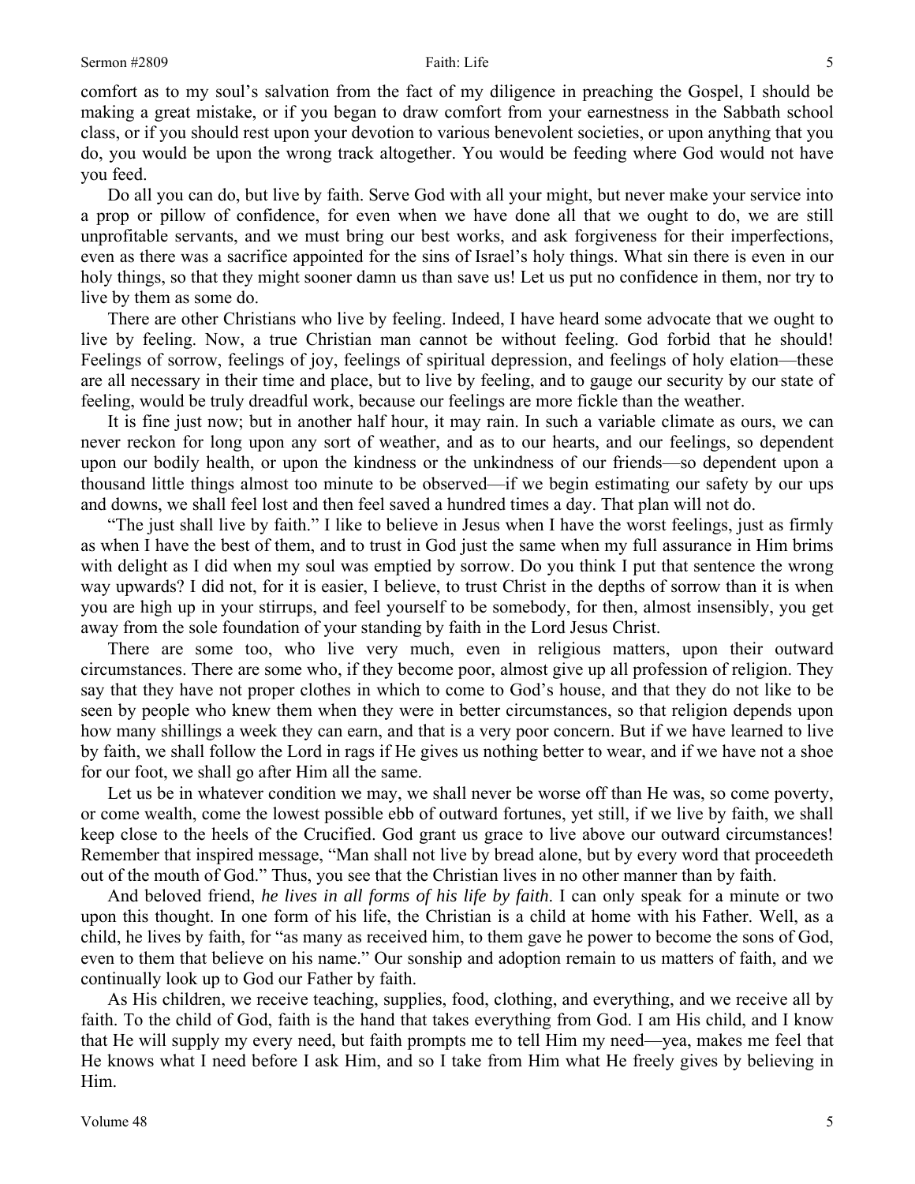comfort as to my soul's salvation from the fact of my diligence in preaching the Gospel, I should be making a great mistake, or if you began to draw comfort from your earnestness in the Sabbath school class, or if you should rest upon your devotion to various benevolent societies, or upon anything that you do, you would be upon the wrong track altogether. You would be feeding where God would not have you feed.

Do all you can do, but live by faith. Serve God with all your might, but never make your service into a prop or pillow of confidence, for even when we have done all that we ought to do, we are still unprofitable servants, and we must bring our best works, and ask forgiveness for their imperfections, even as there was a sacrifice appointed for the sins of Israel's holy things. What sin there is even in our holy things, so that they might sooner damn us than save us! Let us put no confidence in them, nor try to live by them as some do.

There are other Christians who live by feeling. Indeed, I have heard some advocate that we ought to live by feeling. Now, a true Christian man cannot be without feeling. God forbid that he should! Feelings of sorrow, feelings of joy, feelings of spiritual depression, and feelings of holy elation—these are all necessary in their time and place, but to live by feeling, and to gauge our security by our state of feeling, would be truly dreadful work, because our feelings are more fickle than the weather.

It is fine just now; but in another half hour, it may rain. In such a variable climate as ours, we can never reckon for long upon any sort of weather, and as to our hearts, and our feelings, so dependent upon our bodily health, or upon the kindness or the unkindness of our friends—so dependent upon a thousand little things almost too minute to be observed—if we begin estimating our safety by our ups and downs, we shall feel lost and then feel saved a hundred times a day. That plan will not do.

"The just shall live by faith." I like to believe in Jesus when I have the worst feelings, just as firmly as when I have the best of them, and to trust in God just the same when my full assurance in Him brims with delight as I did when my soul was emptied by sorrow. Do you think I put that sentence the wrong way upwards? I did not, for it is easier, I believe, to trust Christ in the depths of sorrow than it is when you are high up in your stirrups, and feel yourself to be somebody, for then, almost insensibly, you get away from the sole foundation of your standing by faith in the Lord Jesus Christ.

There are some too, who live very much, even in religious matters, upon their outward circumstances. There are some who, if they become poor, almost give up all profession of religion. They say that they have not proper clothes in which to come to God's house, and that they do not like to be seen by people who knew them when they were in better circumstances, so that religion depends upon how many shillings a week they can earn, and that is a very poor concern. But if we have learned to live by faith, we shall follow the Lord in rags if He gives us nothing better to wear, and if we have not a shoe for our foot, we shall go after Him all the same.

Let us be in whatever condition we may, we shall never be worse off than He was, so come poverty, or come wealth, come the lowest possible ebb of outward fortunes, yet still, if we live by faith, we shall keep close to the heels of the Crucified. God grant us grace to live above our outward circumstances! Remember that inspired message, "Man shall not live by bread alone, but by every word that proceedeth out of the mouth of God." Thus, you see that the Christian lives in no other manner than by faith.

And beloved friend, *he lives in all forms of his life by faith*. I can only speak for a minute or two upon this thought. In one form of his life, the Christian is a child at home with his Father. Well, as a child, he lives by faith, for "as many as received him, to them gave he power to become the sons of God, even to them that believe on his name." Our sonship and adoption remain to us matters of faith, and we continually look up to God our Father by faith.

As His children, we receive teaching, supplies, food, clothing, and everything, and we receive all by faith. To the child of God, faith is the hand that takes everything from God. I am His child, and I know that He will supply my every need, but faith prompts me to tell Him my need—yea, makes me feel that He knows what I need before I ask Him, and so I take from Him what He freely gives by believing in Him.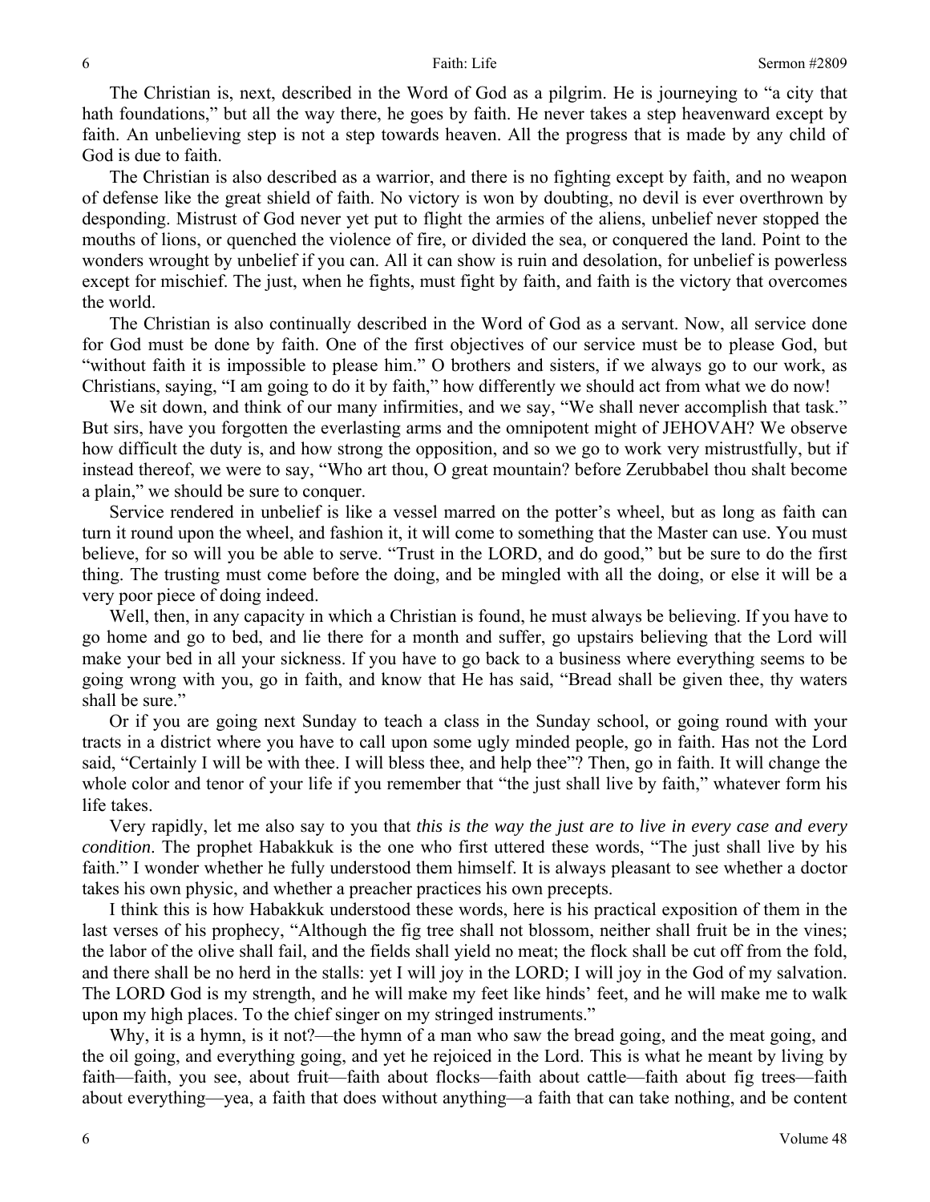The Christian is, next, described in the Word of God as a pilgrim. He is journeying to "a city that hath foundations," but all the way there, he goes by faith. He never takes a step heavenward except by faith. An unbelieving step is not a step towards heaven. All the progress that is made by any child of God is due to faith.

The Christian is also described as a warrior, and there is no fighting except by faith, and no weapon of defense like the great shield of faith. No victory is won by doubting, no devil is ever overthrown by desponding. Mistrust of God never yet put to flight the armies of the aliens, unbelief never stopped the mouths of lions, or quenched the violence of fire, or divided the sea, or conquered the land. Point to the wonders wrought by unbelief if you can. All it can show is ruin and desolation, for unbelief is powerless except for mischief. The just, when he fights, must fight by faith, and faith is the victory that overcomes the world.

The Christian is also continually described in the Word of God as a servant. Now, all service done for God must be done by faith. One of the first objectives of our service must be to please God, but "without faith it is impossible to please him." O brothers and sisters, if we always go to our work, as Christians, saying, "I am going to do it by faith," how differently we should act from what we do now!

We sit down, and think of our many infirmities, and we say, "We shall never accomplish that task." But sirs, have you forgotten the everlasting arms and the omnipotent might of JEHOVAH? We observe how difficult the duty is, and how strong the opposition, and so we go to work very mistrustfully, but if instead thereof, we were to say, "Who art thou, O great mountain? before Zerubbabel thou shalt become a plain," we should be sure to conquer.

Service rendered in unbelief is like a vessel marred on the potter's wheel, but as long as faith can turn it round upon the wheel, and fashion it, it will come to something that the Master can use. You must believe, for so will you be able to serve. "Trust in the LORD, and do good," but be sure to do the first thing. The trusting must come before the doing, and be mingled with all the doing, or else it will be a very poor piece of doing indeed.

Well, then, in any capacity in which a Christian is found, he must always be believing. If you have to go home and go to bed, and lie there for a month and suffer, go upstairs believing that the Lord will make your bed in all your sickness. If you have to go back to a business where everything seems to be going wrong with you, go in faith, and know that He has said, "Bread shall be given thee, thy waters shall be sure."

Or if you are going next Sunday to teach a class in the Sunday school, or going round with your tracts in a district where you have to call upon some ugly minded people, go in faith. Has not the Lord said, "Certainly I will be with thee. I will bless thee, and help thee"? Then, go in faith. It will change the whole color and tenor of your life if you remember that "the just shall live by faith," whatever form his life takes.

Very rapidly, let me also say to you that *this is the way the just are to live in every case and every condition*. The prophet Habakkuk is the one who first uttered these words, "The just shall live by his faith." I wonder whether he fully understood them himself. It is always pleasant to see whether a doctor takes his own physic, and whether a preacher practices his own precepts.

I think this is how Habakkuk understood these words, here is his practical exposition of them in the last verses of his prophecy, "Although the fig tree shall not blossom, neither shall fruit be in the vines; the labor of the olive shall fail, and the fields shall yield no meat; the flock shall be cut off from the fold, and there shall be no herd in the stalls: yet I will joy in the LORD; I will joy in the God of my salvation. The LORD God is my strength, and he will make my feet like hinds' feet, and he will make me to walk upon my high places. To the chief singer on my stringed instruments."

Why, it is a hymn, is it not?—the hymn of a man who saw the bread going, and the meat going, and the oil going, and everything going, and yet he rejoiced in the Lord. This is what he meant by living by faith—faith, you see, about fruit—faith about flocks—faith about cattle—faith about fig trees—faith about everything—yea, a faith that does without anything—a faith that can take nothing, and be content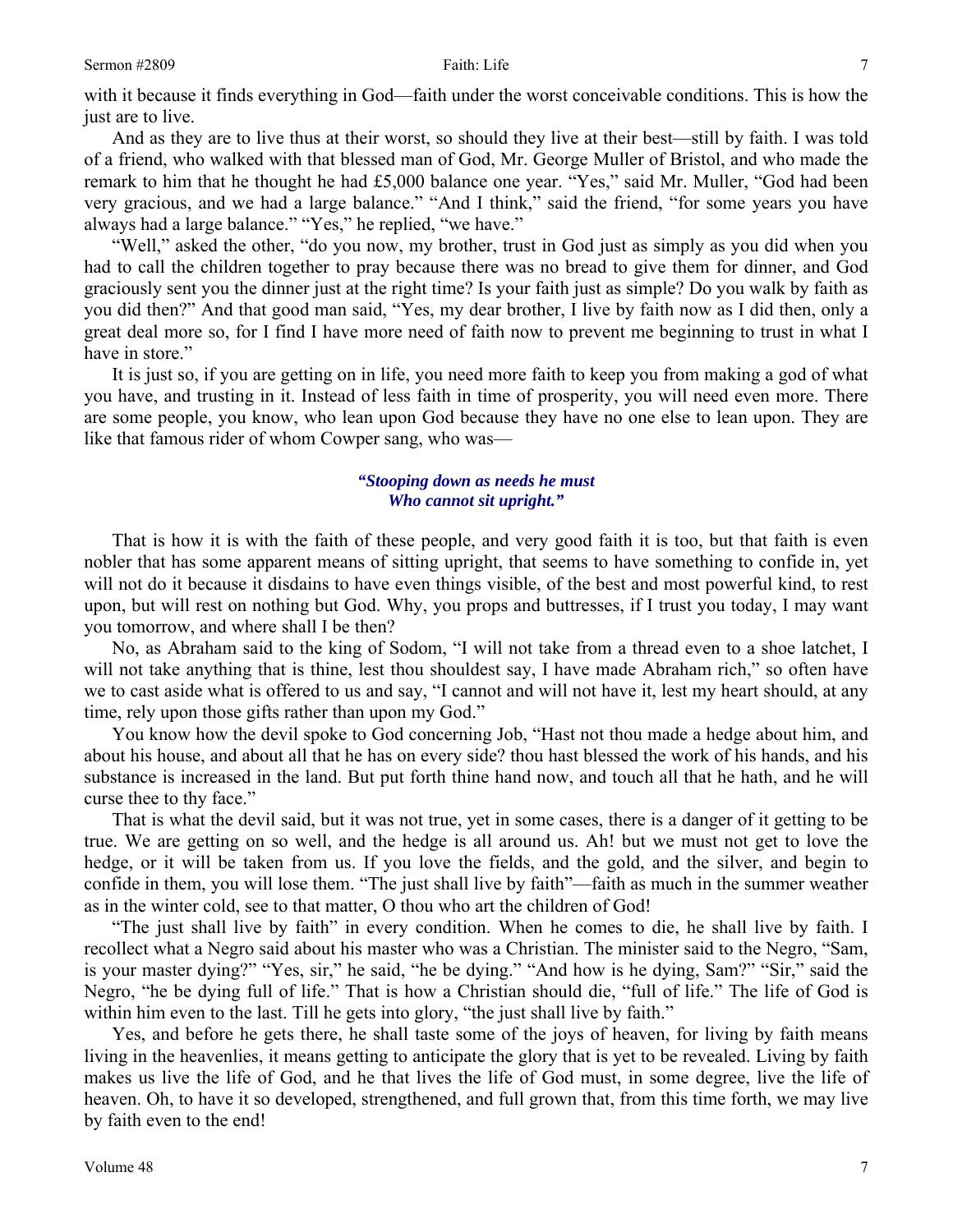with it because it finds everything in God—faith under the worst conceivable conditions. This is how the just are to live.

And as they are to live thus at their worst, so should they live at their best—still by faith. I was told of a friend, who walked with that blessed man of God, Mr. George Muller of Bristol, and who made the remark to him that he thought he had £5,000 balance one year. "Yes," said Mr. Muller, "God had been very gracious, and we had a large balance." "And I think," said the friend, "for some years you have always had a large balance." "Yes," he replied, "we have."

"Well," asked the other, "do you now, my brother, trust in God just as simply as you did when you had to call the children together to pray because there was no bread to give them for dinner, and God graciously sent you the dinner just at the right time? Is your faith just as simple? Do you walk by faith as you did then?" And that good man said, "Yes, my dear brother, I live by faith now as I did then, only a great deal more so, for I find I have more need of faith now to prevent me beginning to trust in what I have in store."

It is just so, if you are getting on in life, you need more faith to keep you from making a god of what you have, and trusting in it. Instead of less faith in time of prosperity, you will need even more. There are some people, you know, who lean upon God because they have no one else to lean upon. They are like that famous rider of whom Cowper sang, who was—

> ***"Stooping down as needs he must***
> ***Who cannot sit upright."***

That is how it is with the faith of these people, and very good faith it is too, but that faith is even nobler that has some apparent means of sitting upright, that seems to have something to confide in, yet will not do it because it disdains to have even things visible, of the best and most powerful kind, to rest upon, but will rest on nothing but God. Why, you props and buttresses, if I trust you today, I may want you tomorrow, and where shall I be then?

No, as Abraham said to the king of Sodom, "I will not take from a thread even to a shoe latchet, I will not take anything that is thine, lest thou shouldest say, I have made Abraham rich," so often have we to cast aside what is offered to us and say, "I cannot and will not have it, lest my heart should, at any time, rely upon those gifts rather than upon my God."

You know how the devil spoke to God concerning Job, "Hast not thou made a hedge about him, and about his house, and about all that he has on every side? thou hast blessed the work of his hands, and his substance is increased in the land. But put forth thine hand now, and touch all that he hath, and he will curse thee to thy face."

That is what the devil said, but it was not true, yet in some cases, there is a danger of it getting to be true. We are getting on so well, and the hedge is all around us. Ah! but we must not get to love the hedge, or it will be taken from us. If you love the fields, and the gold, and the silver, and begin to confide in them, you will lose them. "The just shall live by faith"—faith as much in the summer weather as in the winter cold, see to that matter, O thou who art the children of God!

"The just shall live by faith" in every condition. When he comes to die, he shall live by faith. I recollect what a Negro said about his master who was a Christian. The minister said to the Negro, "Sam, is your master dying?" "Yes, sir," he said, "he be dying." "And how is he dying, Sam?" "Sir," said the Negro, "he be dying full of life." That is how a Christian should die, "full of life." The life of God is within him even to the last. Till he gets into glory, "the just shall live by faith."

Yes, and before he gets there, he shall taste some of the joys of heaven, for living by faith means living in the heavenlies, it means getting to anticipate the glory that is yet to be revealed. Living by faith makes us live the life of God, and he that lives the life of God must, in some degree, live the life of heaven. Oh, to have it so developed, strengthened, and full grown that, from this time forth, we may live by faith even to the end!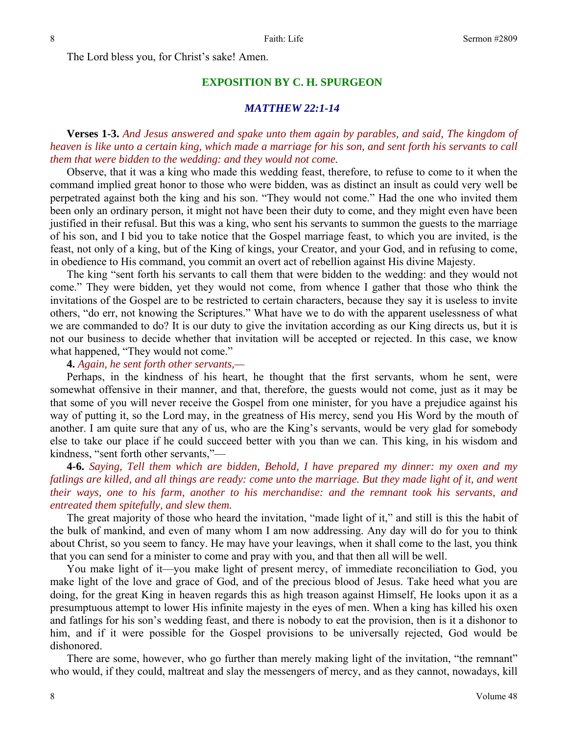The Lord bless you, for Christ's sake! Amen.

## EXPOSITION BY C. H. SPURGEON

### *MATTHEW 22:1-14*

**Verses 1-3.** *And Jesus answered and spake unto them again by parables, and said, The kingdom of heaven is like unto a certain king, which made a marriage for his son, and sent forth his servants to call them that were bidden to the wedding: and they would not come.*

Observe, that it was a king who made this wedding feast, therefore, to refuse to come to it when the command implied great honor to those who were bidden, was as distinct an insult as could very well be perpetrated against both the king and his son. "They would not come." Had the one who invited them been only an ordinary person, it might not have been their duty to come, and they might even have been justified in their refusal. But this was a king, who sent his servants to summon the guests to the marriage of his son, and I bid you to take notice that the Gospel marriage feast, to which you are invited, is the feast, not only of a king, but of the King of kings, your Creator, and your God, and in refusing to come, in obedience to His command, you commit an overt act of rebellion against His divine Majesty.

The king "sent forth his servants to call them that were bidden to the wedding: and they would not come." They were bidden, yet they would not come, from whence I gather that those who think the invitations of the Gospel are to be restricted to certain characters, because they say it is useless to invite others, "do err, not knowing the Scriptures." What have we to do with the apparent uselessness of what we are commanded to do? It is our duty to give the invitation according as our King directs us, but it is not our business to decide whether that invitation will be accepted or rejected. In this case, we know what happened, "They would not come."

**4.** *Again, he sent forth other servants,—*

Perhaps, in the kindness of his heart, he thought that the first servants, whom he sent, were somewhat offensive in their manner, and that, therefore, the guests would not come, just as it may be that some of you will never receive the Gospel from one minister, for you have a prejudice against his way of putting it, so the Lord may, in the greatness of His mercy, send you His Word by the mouth of another. I am quite sure that any of us, who are the King's servants, would be very glad for somebody else to take our place if he could succeed better with you than we can. This king, in his wisdom and kindness, "sent forth other servants,"—

**4-6.** *Saying, Tell them which are bidden, Behold, I have prepared my dinner: my oxen and my fatlings are killed, and all things are ready: come unto the marriage. But they made light of it, and went their ways, one to his farm, another to his merchandise: and the remnant took his servants, and entreated them spitefully, and slew them.*

The great majority of those who heard the invitation, "made light of it," and still is this the habit of the bulk of mankind, and even of many whom I am now addressing. Any day will do for you to think about Christ, so you seem to fancy. He may have your leavings, when it shall come to the last, you think that you can send for a minister to come and pray with you, and that then all will be well.

You make light of it—you make light of present mercy, of immediate reconciliation to God, you make light of the love and grace of God, and of the precious blood of Jesus. Take heed what you are doing, for the great King in heaven regards this as high treason against Himself, He looks upon it as a presumptuous attempt to lower His infinite majesty in the eyes of men. When a king has killed his oxen and fatlings for his son's wedding feast, and there is nobody to eat the provision, then is it a dishonor to him, and if it were possible for the Gospel provisions to be universally rejected, God would be dishonored.

There are some, however, who go further than merely making light of the invitation, "the remnant" who would, if they could, maltreat and slay the messengers of mercy, and as they cannot, nowadays, kill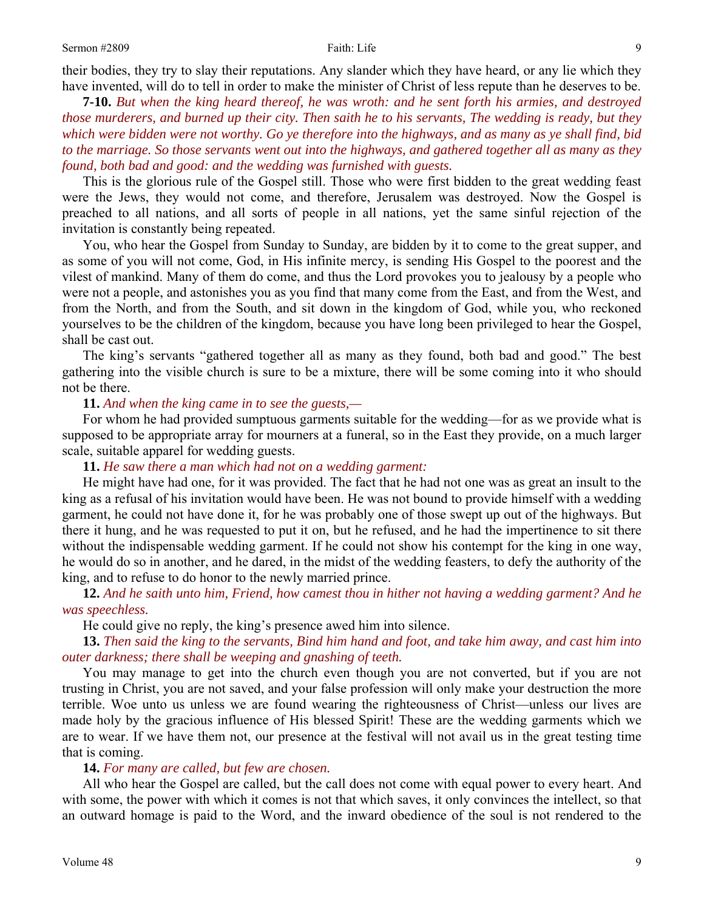their bodies, they try to slay their reputations. Any slander which they have heard, or any lie which they have invented, will do to tell in order to make the minister of Christ of less repute than he deserves to be.

**7-10.** *But when the king heard thereof, he was wroth: and he sent forth his armies, and destroyed those murderers, and burned up their city. Then saith he to his servants, The wedding is ready, but they which were bidden were not worthy. Go ye therefore into the highways, and as many as ye shall find, bid to the marriage. So those servants went out into the highways, and gathered together all as many as they found, both bad and good: and the wedding was furnished with guests.*

This is the glorious rule of the Gospel still. Those who were first bidden to the great wedding feast were the Jews, they would not come, and therefore, Jerusalem was destroyed. Now the Gospel is preached to all nations, and all sorts of people in all nations, yet the same sinful rejection of the invitation is constantly being repeated.

You, who hear the Gospel from Sunday to Sunday, are bidden by it to come to the great supper, and as some of you will not come, God, in His infinite mercy, is sending His Gospel to the poorest and the vilest of mankind. Many of them do come, and thus the Lord provokes you to jealousy by a people who were not a people, and astonishes you as you find that many come from the East, and from the West, and from the North, and from the South, and sit down in the kingdom of God, while you, who reckoned yourselves to be the children of the kingdom, because you have long been privileged to hear the Gospel, shall be cast out.

The king's servants "gathered together all as many as they found, both bad and good." The best gathering into the visible church is sure to be a mixture, there will be some coming into it who should not be there.

**11.** *And when the king came in to see the guests,—*

For whom he had provided sumptuous garments suitable for the wedding—for as we provide what is supposed to be appropriate array for mourners at a funeral, so in the East they provide, on a much larger scale, suitable apparel for wedding guests.

**11.** *He saw there a man which had not on a wedding garment:*

He might have had one, for it was provided. The fact that he had not one was as great an insult to the king as a refusal of his invitation would have been. He was not bound to provide himself with a wedding garment, he could not have done it, for he was probably one of those swept up out of the highways. But there it hung, and he was requested to put it on, but he refused, and he had the impertinence to sit there without the indispensable wedding garment. If he could not show his contempt for the king in one way, he would do so in another, and he dared, in the midst of the wedding feasters, to defy the authority of the king, and to refuse to do honor to the newly married prince.

**12.** *And he saith unto him, Friend, how camest thou in hither not having a wedding garment? And he was speechless.*

He could give no reply, the king's presence awed him into silence.

**13.** *Then said the king to the servants, Bind him hand and foot, and take him away, and cast him into outer darkness; there shall be weeping and gnashing of teeth.*

You may manage to get into the church even though you are not converted, but if you are not trusting in Christ, you are not saved, and your false profession will only make your destruction the more terrible. Woe unto us unless we are found wearing the righteousness of Christ—unless our lives are made holy by the gracious influence of His blessed Spirit! These are the wedding garments which we are to wear. If we have them not, our presence at the festival will not avail us in the great testing time that is coming.

**14.** *For many are called, but few are chosen.*

All who hear the Gospel are called, but the call does not come with equal power to every heart. And with some, the power with which it comes is not that which saves, it only convinces the intellect, so that an outward homage is paid to the Word, and the inward obedience of the soul is not rendered to the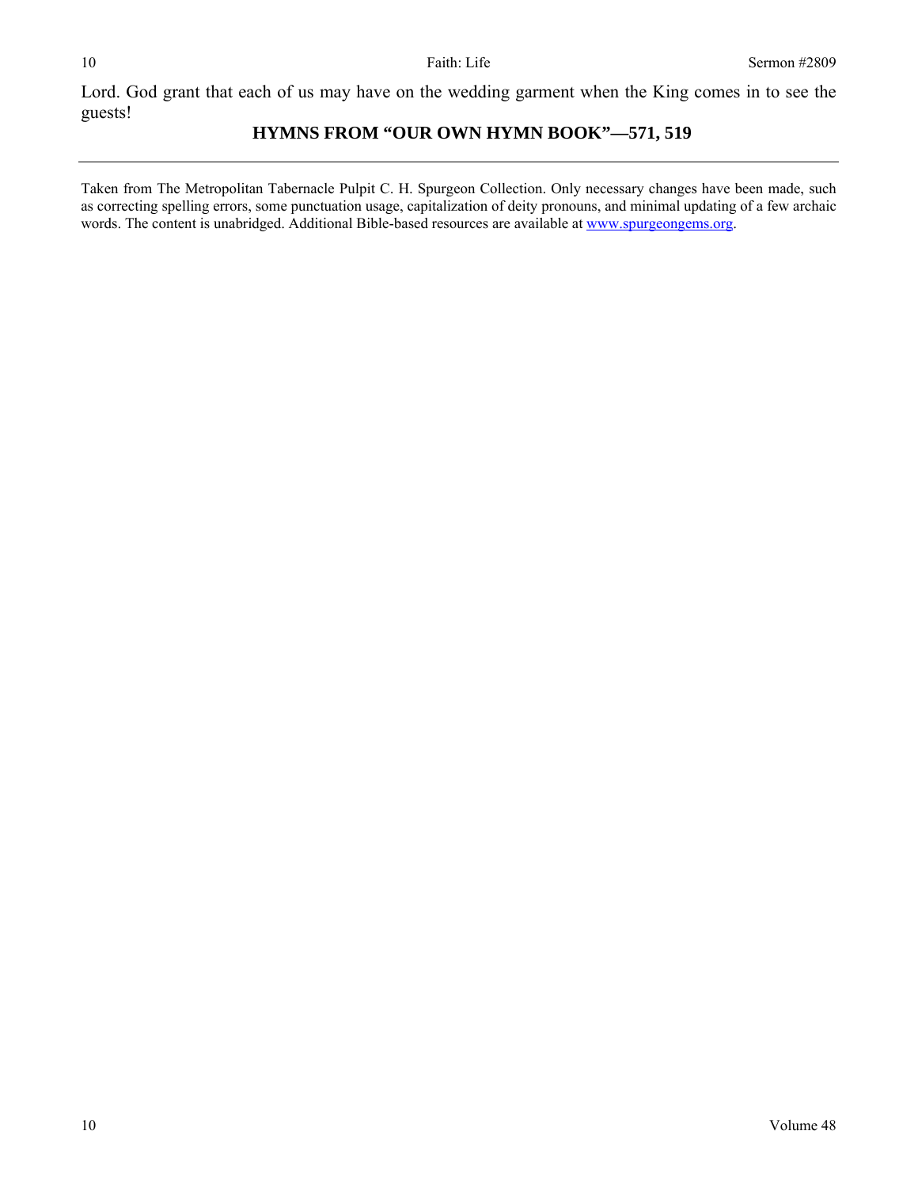Lord. God grant that each of us may have on the wedding garment when the King comes in to see the guests!

## HYMNS FROM "OUR OWN HYMN BOOK"—571, 519

---

Taken from The Metropolitan Tabernacle Pulpit C. H. Spurgeon Collection. Only necessary changes have been made, such as correcting spelling errors, some punctuation usage, capitalization of deity pronouns, and minimal updating of a few archaic words. The content is unabridged. Additional Bible-based resources are available at www.spurgeongems.org.